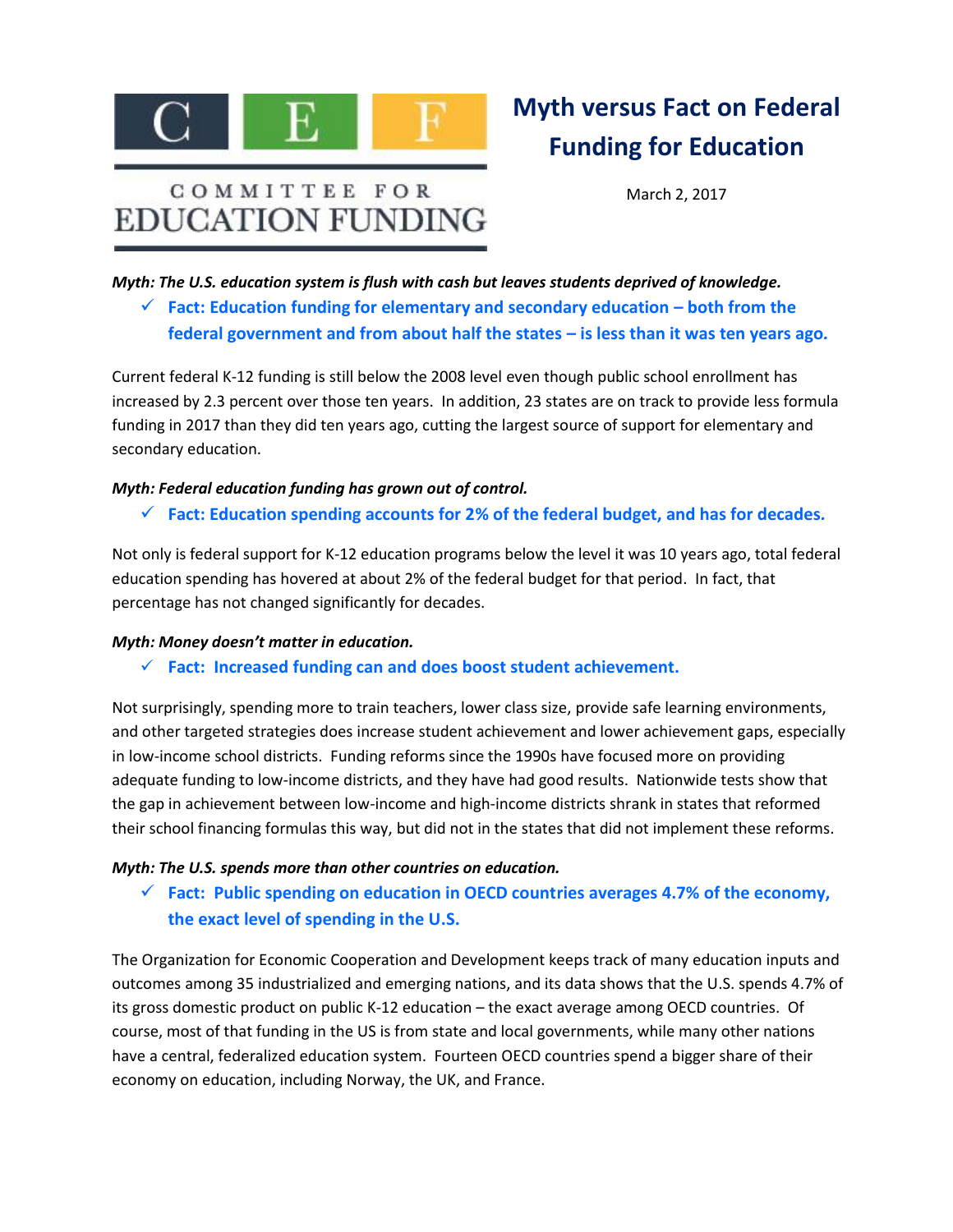COMMITTEE FOR EDUCATION FUNDING

# Myth versus Fact on Federal Funding for Education

March 2, 2017

***Myth: The U.S. education system is flush with cash but leaves students deprived of knowledge.***

- ✓ **Fact: Education funding for elementary and secondary education – both from the federal government and from about half the states – is less than it was ten years ago.**

Current federal K-12 funding is still below the 2008 level even though public school enrollment has increased by 2.3 percent over those ten years. In addition, 23 states are on track to provide less formula funding in 2017 than they did ten years ago, cutting the largest source of support for elementary and secondary education.

***Myth: Federal education funding has grown out of control.***

- ✓ **Fact: Education spending accounts for 2% of the federal budget, and has for decades.**

Not only is federal support for K-12 education programs below the level it was 10 years ago, total federal education spending has hovered at about 2% of the federal budget for that period. In fact, that percentage has not changed significantly for decades.

***Myth: Money doesn't matter in education.***

- ✓ **Fact: Increased funding can and does boost student achievement.**

Not surprisingly, spending more to train teachers, lower class size, provide safe learning environments, and other targeted strategies does increase student achievement and lower achievement gaps, especially in low-income school districts. Funding reforms since the 1990s have focused more on providing adequate funding to low-income districts, and they have had good results. Nationwide tests show that the gap in achievement between low-income and high-income districts shrank in states that reformed their school financing formulas this way, but did not in the states that did not implement these reforms.

***Myth: The U.S. spends more than other countries on education.***

- ✓ **Fact: Public spending on education in OECD countries averages 4.7% of the economy, the exact level of spending in the U.S.**

The Organization for Economic Cooperation and Development keeps track of many education inputs and outcomes among 35 industrialized and emerging nations, and its data shows that the U.S. spends 4.7% of its gross domestic product on public K-12 education – the exact average among OECD countries. Of course, most of that funding in the US is from state and local governments, while many other nations have a central, federalized education system. Fourteen OECD countries spend a bigger share of their economy on education, including Norway, the UK, and France.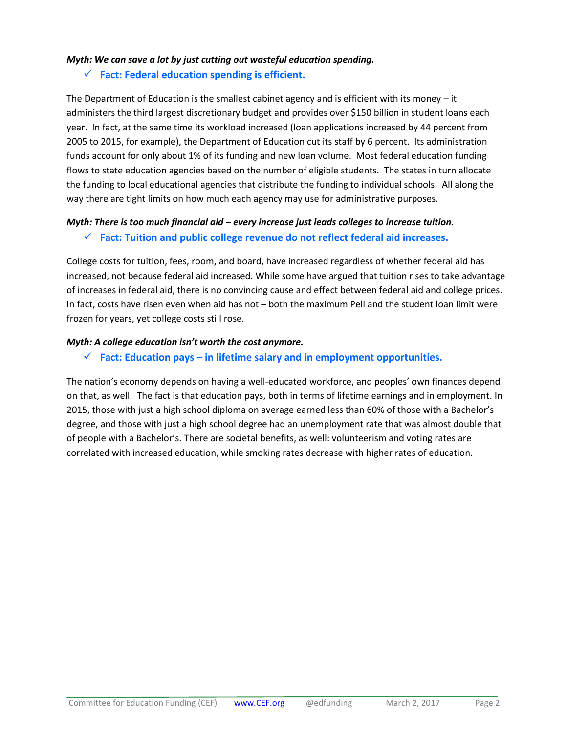***Myth: We can save a lot by just cutting out wasteful education spending.***

- ✓ **Fact: Federal education spending is efficient.**

The Department of Education is the smallest cabinet agency and is efficient with its money – it administers the third largest discretionary budget and provides over $150 billion in student loans each year. In fact, at the same time its workload increased (loan applications increased by 44 percent from 2005 to 2015, for example), the Department of Education cut its staff by 6 percent. Its administration funds account for only about 1% of its funding and new loan volume. Most federal education funding flows to state education agencies based on the number of eligible students. The states in turn allocate the funding to local educational agencies that distribute the funding to individual schools. All along the way there are tight limits on how much each agency may use for administrative purposes.

***Myth: There is too much financial aid – every increase just leads colleges to increase tuition.***

- ✓ **Fact: Tuition and public college revenue do not reflect federal aid increases.**

College costs for tuition, fees, room, and board, have increased regardless of whether federal aid has increased, not because federal aid increased. While some have argued that tuition rises to take advantage of increases in federal aid, there is no convincing cause and effect between federal aid and college prices. In fact, costs have risen even when aid has not – both the maximum Pell and the student loan limit were frozen for years, yet college costs still rose.

***Myth: A college education isn't worth the cost anymore.***

- ✓ **Fact: Education pays – in lifetime salary and in employment opportunities.**

The nation's economy depends on having a well-educated workforce, and peoples' own finances depend on that, as well. The fact is that education pays, both in terms of lifetime earnings and in employment. In 2015, those with just a high school diploma on average earned less than 60% of those with a Bachelor's degree, and those with just a high school degree had an unemployment rate that was almost double that of people with a Bachelor's. There are societal benefits, as well: volunteerism and voting rates are correlated with increased education, while smoking rates decrease with higher rates of education.